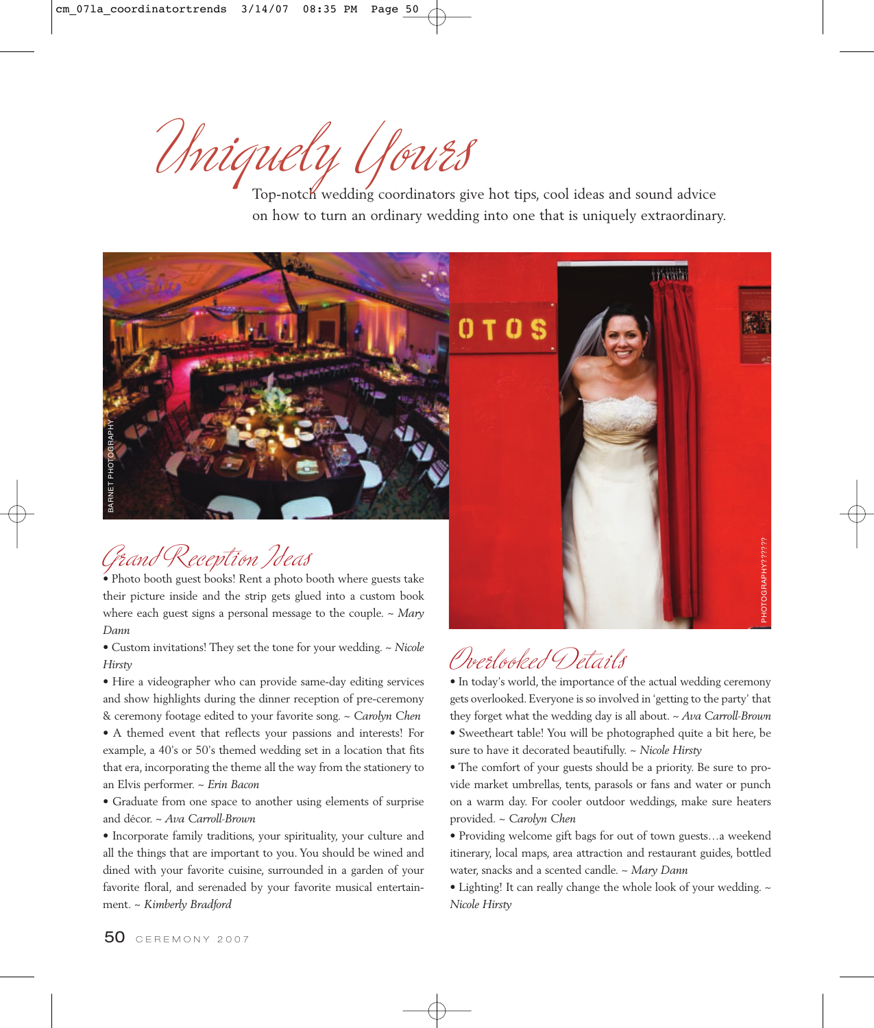# Uniquely Yours

Top-notch wedding coordinators give hot tips, cool ideas and sound advice on how to turn an ordinary wedding into one that is uniquely extraordinary.

BARNET PHOTOGRAPHY

PHOTOGRAPHY?????

## Grand Reception Ideas

• Photo booth guest books! Rent a photo booth where guests take their picture inside and the strip gets glued into a custom book where each guest signs a personal message to the couple. ~ *Mary Dann*

• Custom invitations! They set the tone for your wedding. ~ *Nicole Hirsty*

• Hire a videographer who can provide same-day editing services and show highlights during the dinner reception of pre-ceremony & ceremony footage edited to your favorite song. ~ *Carolyn Chen*

• A themed event that reflects your passions and interests! For example, a 40's or 50's themed wedding set in a location that fits that era, incorporating the theme all the way from the stationery to an Elvis performer. ~ *Erin Bacon*

• Graduate from one space to another using elements of surprise and décor. ~ *Ava Carroll-Brown*

• Incorporate family traditions, your spirituality, your culture and all the things that are important to you. You should be wined and dined with your favorite cuisine, surrounded in a garden of your favorite floral, and serenaded by your favorite musical entertainment. ~ *Kimberly Bradford*

## Overlooked Details

• In today's world, the importance of the actual wedding ceremony gets overlooked. Everyone is so involved in 'getting to the party' that they forget what the wedding day is all about. ~ *Ava Carroll-Brown*

• Sweetheart table! You will be photographed quite a bit here, be sure to have it decorated beautifully. ~ *Nicole Hirsty*

• The comfort of your guests should be a priority. Be sure to provide market umbrellas, tents, parasols or fans and water or punch on a warm day. For cooler outdoor weddings, make sure heaters provided. ~ *Carolyn Chen*

• Providing welcome gift bags for out of town guests…a weekend itinerary, local maps, area attraction and restaurant guides, bottled water, snacks and a scented candle. ~ *Mary Dann*

• Lighting! It can really change the whole look of your wedding. ~ *Nicole Hirsty*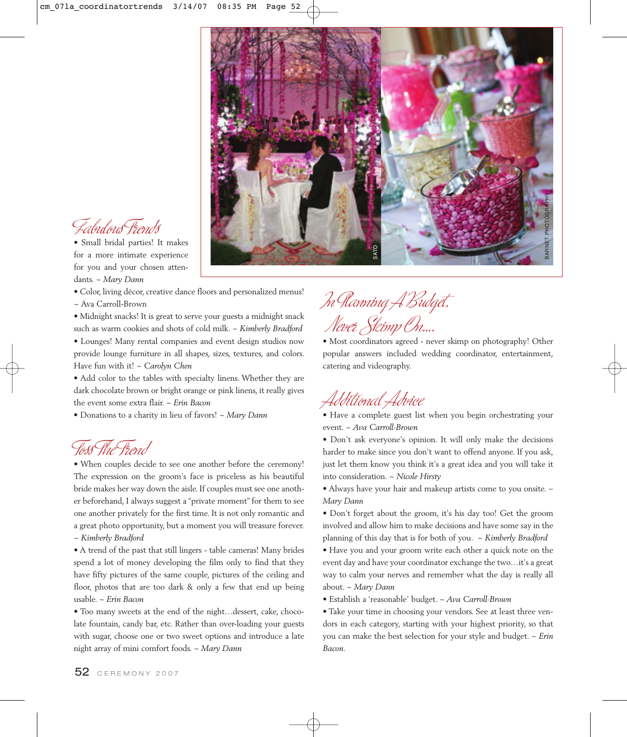## Fabulous Trends

• Small bridal parties! It makes for a more intimate experience for you and your chosen attendants. ~ *Mary Dann*

• Color, living décor, creative dance floors and personalized menus! ~ Ava Carroll-Brown

• Midnight snacks! It is great to serve your guests a midnight snack such as warm cookies and shots of cold milk. ~ *Kimberly Bradford*

• Lounges! Many rental companies and event design studios now provide lounge furniture in all shapes, sizes, textures, and colors. Have fun with it! ~ *Carolyn Chen*

• Add color to the tables with specialty linens. Whether they are dark chocolate brown or bright orange or pink linens, it really gives the event some extra flair. ~ *Erin Bacon*

• Donations to a charity in lieu of favors! ~ *Mary Dann*

## Toss The Trend

• When couples decide to see one another before the ceremony! The expression on the groom's face is priceless as his beautiful bride makes her way down the aisle. If couples must see one another beforehand, I always suggest a "private moment" for them to see one another privately for the first time. It is not only romantic and a great photo opportunity, but a moment you will treasure forever. ~ *Kimberly Bradford*

• A trend of the past that still lingers - table cameras! Many brides spend a lot of money developing the film only to find that they have fifty pictures of the same couple, pictures of the ceiling and floor, photos that are too dark & only a few that end up being usable. ~ *Erin Bacon*

• Too many sweets at the end of the night…dessert, cake, chocolate fountain, candy bar, etc. Rather than over-loading your guests with sugar, choose one or two sweet options and introduce a late night array of mini comfort foods. ~ *Mary Dann*

SATO

BARNET PHOTOGRAPHY

## In Planning A Budget, Never Skimp On....

• Most coordinators agreed - never skimp on photography! Other popular answers included wedding coordinator, entertainment, catering and videography.

## Additional Advice

• Have a complete guest list when you begin orchestrating your event. ~ *Ava Carroll-Brown*

• Don't ask everyone's opinion. It will only make the decisions harder to make since you don't want to offend anyone. If you ask, just let them know you think it's a great idea and you will take it into consideration. ~ *Nicole Hirsty*

• Always have your hair and makeup artists come to you onsite. ~ *Mary Dann*

• Don't forget about the groom, it's his day too! Get the groom involved and allow him to make decisions and have some say in the planning of this day that is for both of you. ~ *Kimberly Bradford*

• Have you and your groom write each other a quick note on the event day and have your coordinator exchange the two…it's a great way to calm your nerves and remember what the day is really all about. ~ *Mary Dann*

• Establish a 'reasonable' budget. ~ *Ava Carroll-Brown*

• Take your time in choosing your vendors. See at least three vendors in each category, starting with your highest priority, so that you can make the best selection for your style and budget. ~ *Erin Bacon*.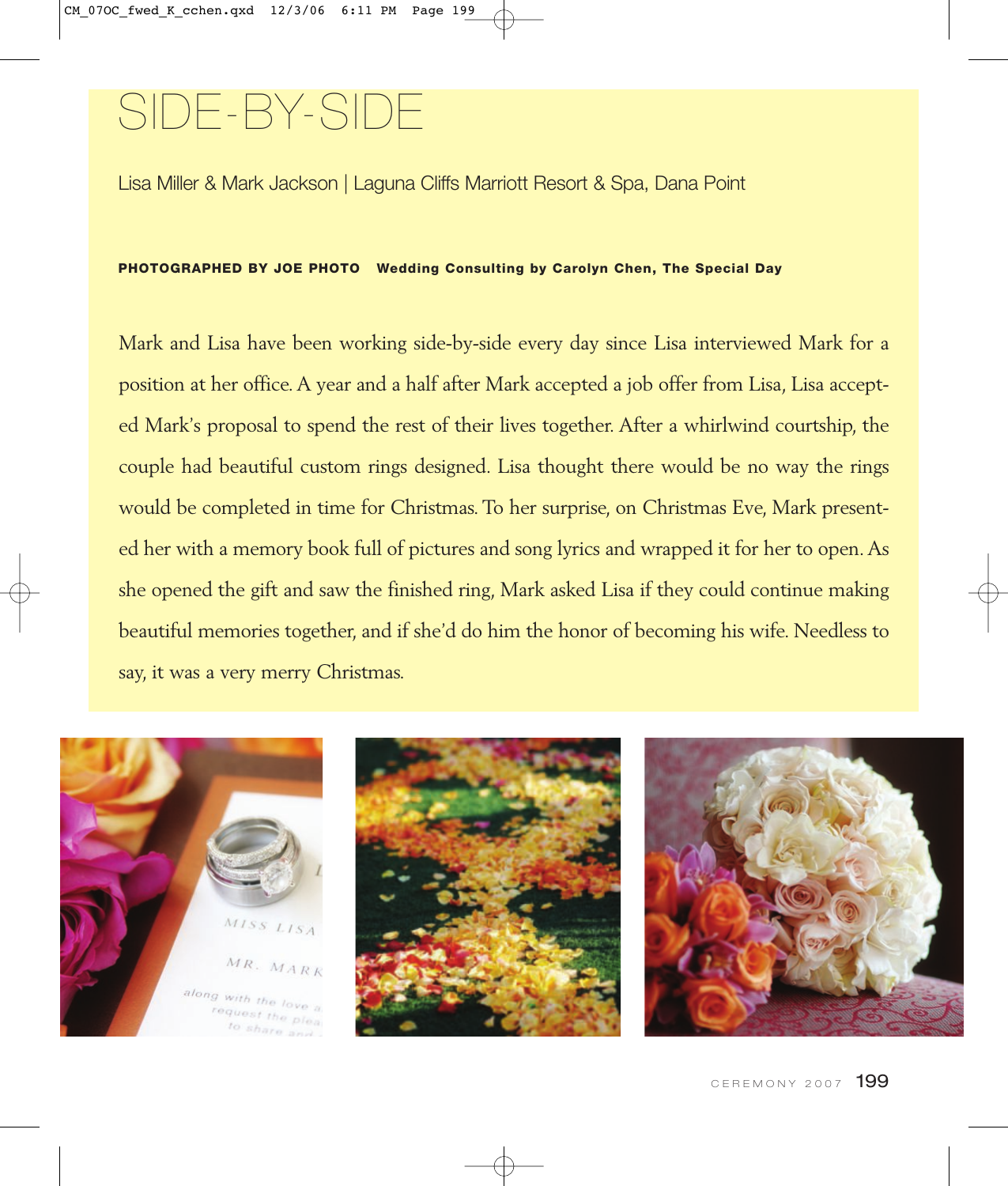# SIDE-BY-SIDE

Lisa Miller & Mark Jackson | Laguna Cliffs Marriott Resort & Spa, Dana Point

**PHOTOGRAPHED BY JOE PHOTO** **Wedding Consulting by Carolyn Chen, The Special Day**

Mark and Lisa have been working side-by-side every day since Lisa interviewed Mark for a position at her office. A year and a half after Mark accepted a job offer from Lisa, Lisa accepted Mark's proposal to spend the rest of their lives together. After a whirlwind courtship, the couple had beautiful custom rings designed. Lisa thought there would be no way the rings would be completed in time for Christmas. To her surprise, on Christmas Eve, Mark presented her with a memory book full of pictures and song lyrics and wrapped it for her to open. As she opened the gift and saw the finished ring, Mark asked Lisa if they could continue making beautiful memories together, and if she'd do him the honor of becoming his wife. Needless to say, it was a very merry Christmas.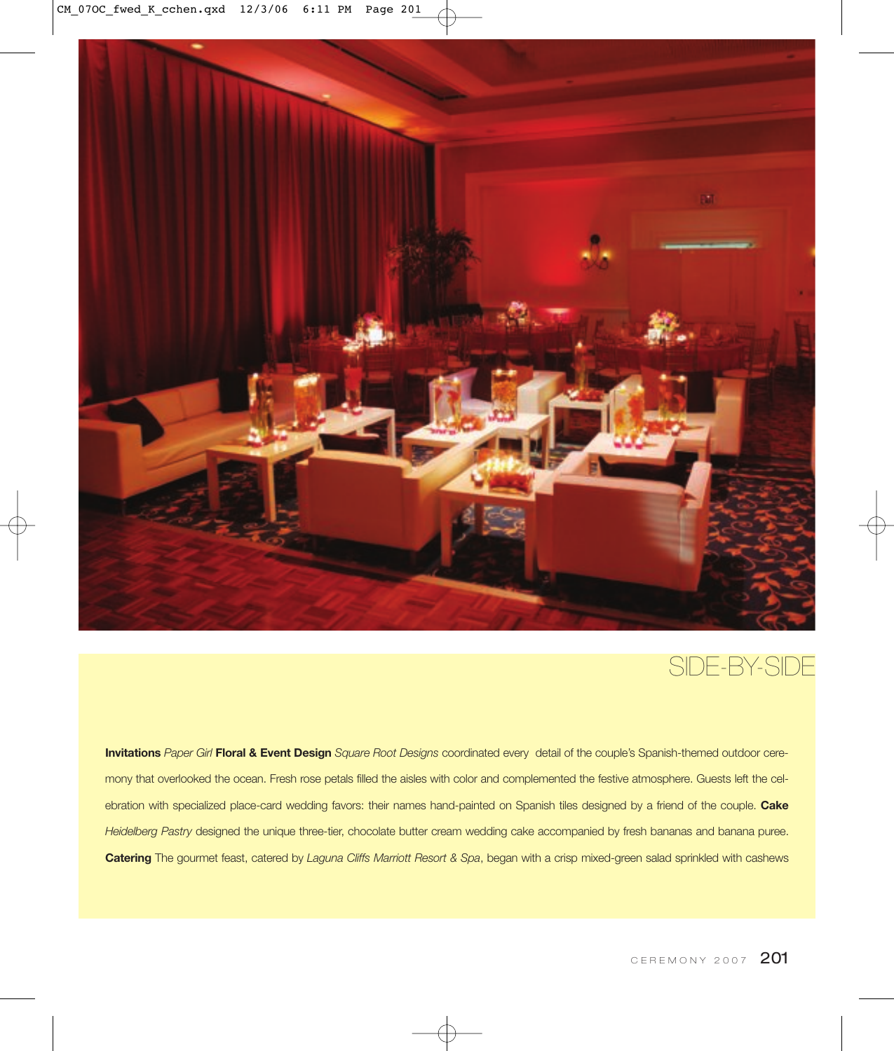# SIDE-BY-SIDE

**Invitations** *Paper Girl* **Floral & Event Design** *Square Root Designs* coordinated every detail of the couple's Spanish-themed outdoor ceremony that overlooked the ocean. Fresh rose petals filled the aisles with color and complemented the festive atmosphere. Guests left the celebration with specialized place-card wedding favors: their names hand-painted on Spanish tiles designed by a friend of the couple. **Cake** *Heidelberg Pastry* designed the unique three-tier, chocolate butter cream wedding cake accompanied by fresh bananas and banana puree. **Catering** The gourmet feast, catered by *Laguna Cliffs Marriott Resort & Spa*, began with a crisp mixed-green salad sprinkled with cashews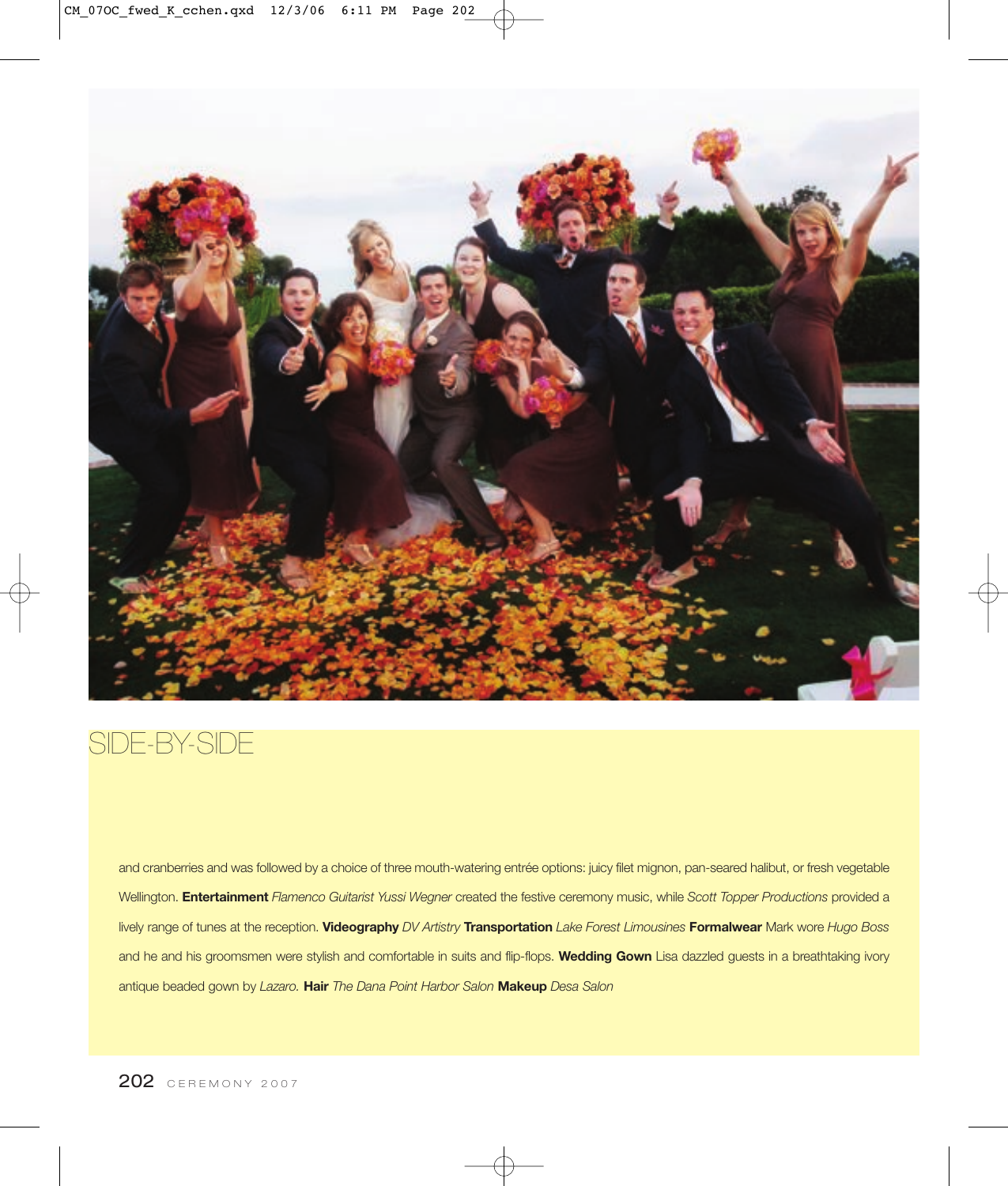## SIDE-BY-SIDE

and cranberries and was followed by a choice of three mouth-watering entrée options: juicy filet mignon, pan-seared halibut, or fresh vegetable Wellington. **Entertainment** *Flamenco Guitarist Yussi Wegner* created the festive ceremony music, while *Scott Topper Productions* provided a lively range of tunes at the reception. **Videography** *DV Artistry* **Transportation** *Lake Forest Limousines* **Formalwear** Mark wore *Hugo Boss* and he and his groomsmen were stylish and comfortable in suits and flip-flops. **Wedding Gown** Lisa dazzled guests in a breathtaking ivory antique beaded gown by *Lazaro.* **Hair** *The Dana Point Harbor Salon* **Makeup** *Desa Salon*